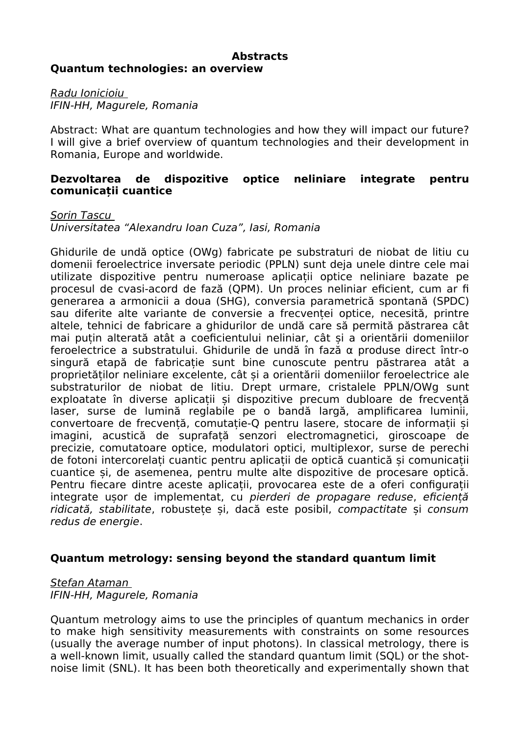# Abstracts

## Quantum technologies: an overview

*Radu Ionicioiu*
*IFIN-HH, Magurele, Romania*

Abstract: What are quantum technologies and how they will impact our future? I will give a brief overview of quantum technologies and their development in Romania, Europe and worldwide.

## Dezvoltarea de dispozitive optice neliniare integrate pentru comunicații cuantice

*Sorin Tascu*
*Universitatea "Alexandru Ioan Cuza", Iasi, Romania*

Ghidurile de undă optice (OWg) fabricate pe substraturi de niobat de litiu cu domenii feroelectrice inversate periodic (PPLN) sunt deja unele dintre cele mai utilizate dispozitive pentru numeroase aplicații optice neliniare bazate pe procesul de cvasi-acord de fază (QPM). Un proces neliniar eficient, cum ar fi generarea a armonicii a doua (SHG), conversia parametrică spontană (SPDC) sau diferite alte variante de conversie a frecvenței optice, necesită, printre altele, tehnici de fabricare a ghidurilor de undă care să permită păstrarea cât mai puțin alterată atât a coeficientului neliniar, cât și a orientării domeniilor feroelectrice a substratului. Ghidurile de undă în fază α produse direct într-o singură etapă de fabricație sunt bine cunoscute pentru păstrarea atât a proprietăților neliniare excelente, cât și a orientării domeniilor feroelectrice ale substraturilor de niobat de litiu. Drept urmare, cristalele PPLN/OWg sunt exploatate în diverse aplicații și dispozitive precum dubloare de frecvență laser, surse de lumină reglabile pe o bandă largă, amplificarea luminii, convertoare de frecvență, comutație-Q pentru lasere, stocare de informații și imagini, acustică de suprafață senzori electromagnetici, giroscoape de precizie, comutatoare optice, modulatori optici, multiplexor, surse de perechi de fotoni intercorelați cuantic pentru aplicații de optică cuantică și comunicații cuantice și, de asemenea, pentru multe alte dispozitive de procesare optică. Pentru fiecare dintre aceste aplicații, provocarea este de a oferi configurații integrate ușor de implementat, cu *pierderi de propagare reduse*, *eficiență ridicată, stabilitate*, robustețe și, dacă este posibil, *compactitate* și *consum redus de energie*.

## Quantum metrology: sensing beyond the standard quantum limit

*Stefan Ataman*
*IFIN-HH, Magurele, Romania*

Quantum metrology aims to use the principles of quantum mechanics in order to make high sensitivity measurements with constraints on some resources (usually the average number of input photons). In classical metrology, there is a well-known limit, usually called the standard quantum limit (SQL) or the shot-noise limit (SNL). It has been both theoretically and experimentally shown that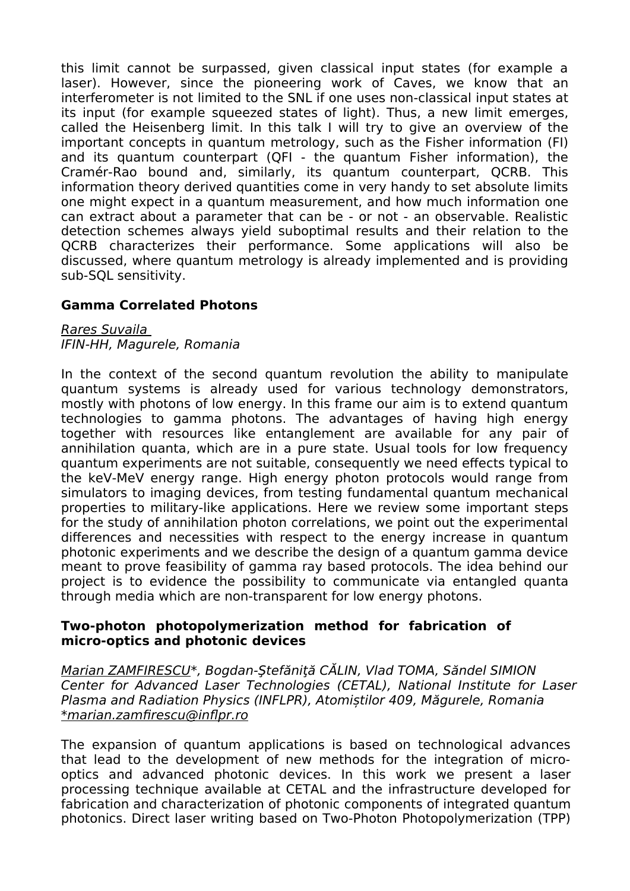this limit cannot be surpassed, given classical input states (for example a laser). However, since the pioneering work of Caves, we know that an interferometer is not limited to the SNL if one uses non-classical input states at its input (for example squeezed states of light). Thus, a new limit emerges, called the Heisenberg limit. In this talk I will try to give an overview of the important concepts in quantum metrology, such as the Fisher information (FI) and its quantum counterpart (QFI - the quantum Fisher information), the Cramér-Rao bound and, similarly, its quantum counterpart, QCRB. This information theory derived quantities come in very handy to set absolute limits one might expect in a quantum measurement, and how much information one can extract about a parameter that can be - or not - an observable. Realistic detection schemes always yield suboptimal results and their relation to the QCRB characterizes their performance. Some applications will also be discussed, where quantum metrology is already implemented and is providing sub-SQL sensitivity.

### Gamma Correlated Photons

*Rares Suvaila*
*IFIN-HH, Magurele, Romania*

In the context of the second quantum revolution the ability to manipulate quantum systems is already used for various technology demonstrators, mostly with photons of low energy. In this frame our aim is to extend quantum technologies to gamma photons. The advantages of having high energy together with resources like entanglement are available for any pair of annihilation quanta, which are in a pure state. Usual tools for low frequency quantum experiments are not suitable, consequently we need effects typical to the keV-MeV energy range. High energy photon protocols would range from simulators to imaging devices, from testing fundamental quantum mechanical properties to military-like applications. Here we review some important steps for the study of annihilation photon correlations, we point out the experimental differences and necessities with respect to the energy increase in quantum photonic experiments and we describe the design of a quantum gamma device meant to prove feasibility of gamma ray based protocols. The idea behind our project is to evidence the possibility to communicate via entangled quanta through media which are non-transparent for low energy photons.

### Two-photon photopolymerization method for fabrication of micro-optics and photonic devices

*Marian ZAMFIRESCU\*, Bogdan-Ştefăniţă CĂLIN, Vlad TOMA, Săndel SIMION*
*Center for Advanced Laser Technologies (CETAL), National Institute for Laser Plasma and Radiation Physics (INFLPR), Atomiștilor 409, Măgurele, Romania*
*\*marian.zamfirescu@inflpr.ro*

The expansion of quantum applications is based on technological advances that lead to the development of new methods for the integration of micro-optics and advanced photonic devices. In this work we present a laser processing technique available at CETAL and the infrastructure developed for fabrication and characterization of photonic components of integrated quantum photonics. Direct laser writing based on Two-Photon Photopolymerization (TPP)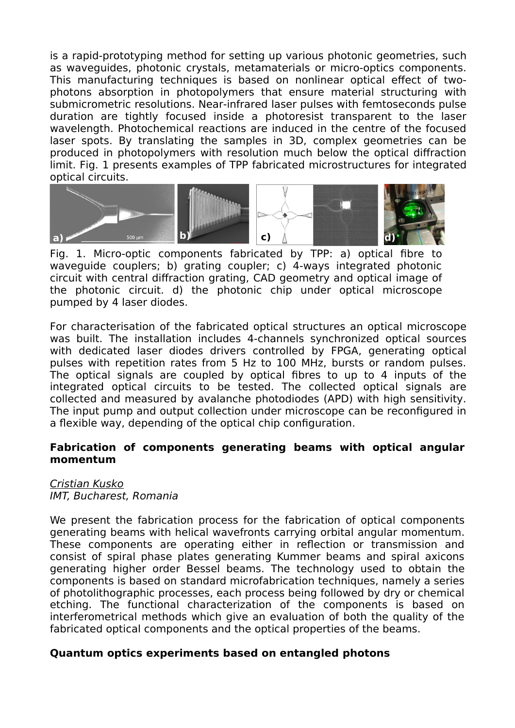is a rapid-prototyping method for setting up various photonic geometries, such as waveguides, photonic crystals, metamaterials or micro-optics components. This manufacturing techniques is based on nonlinear optical effect of two-photons absorption in photopolymers that ensure material structuring with submicrometric resolutions. Near-infrared laser pulses with femtoseconds pulse duration are tightly focused inside a photoresist transparent to the laser wavelength. Photochemical reactions are induced in the centre of the focused laser spots. By translating the samples in 3D, complex geometries can be produced in photopolymers with resolution much below the optical diffraction limit. Fig. 1 presents examples of TPP fabricated microstructures for integrated optical circuits.

Fig. 1. Micro-optic components fabricated by TPP: a) optical fibre to waveguide couplers; b) grating coupler; c) 4-ways integrated photonic circuit with central diffraction grating, CAD geometry and optical image of the photonic circuit. d) the photonic chip under optical microscope pumped by 4 laser diodes.

For characterisation of the fabricated optical structures an optical microscope was built. The installation includes 4-channels synchronized optical sources with dedicated laser diodes drivers controlled by FPGA, generating optical pulses with repetition rates from 5 Hz to 100 MHz, bursts or random pulses. The optical signals are coupled by optical fibres to up to 4 inputs of the integrated optical circuits to be tested. The collected optical signals are collected and measured by avalanche photodiodes (APD) with high sensitivity. The input pump and output collection under microscope can be reconfigured in a flexible way, depending of the optical chip configuration.

**Fabrication of components generating beams with optical angular momentum**

*Cristian Kusko*
*IMT, Bucharest, Romania*

We present the fabrication process for the fabrication of optical components generating beams with helical wavefronts carrying orbital angular momentum. These components are operating either in reflection or transmission and consist of spiral phase plates generating Kummer beams and spiral axicons generating higher order Bessel beams. The technology used to obtain the components is based on standard microfabrication techniques, namely a series of photolithographic processes, each process being followed by dry or chemical etching. The functional characterization of the components is based on interferometrical methods which give an evaluation of both the quality of the fabricated optical components and the optical properties of the beams.

**Quantum optics experiments based on entangled photons**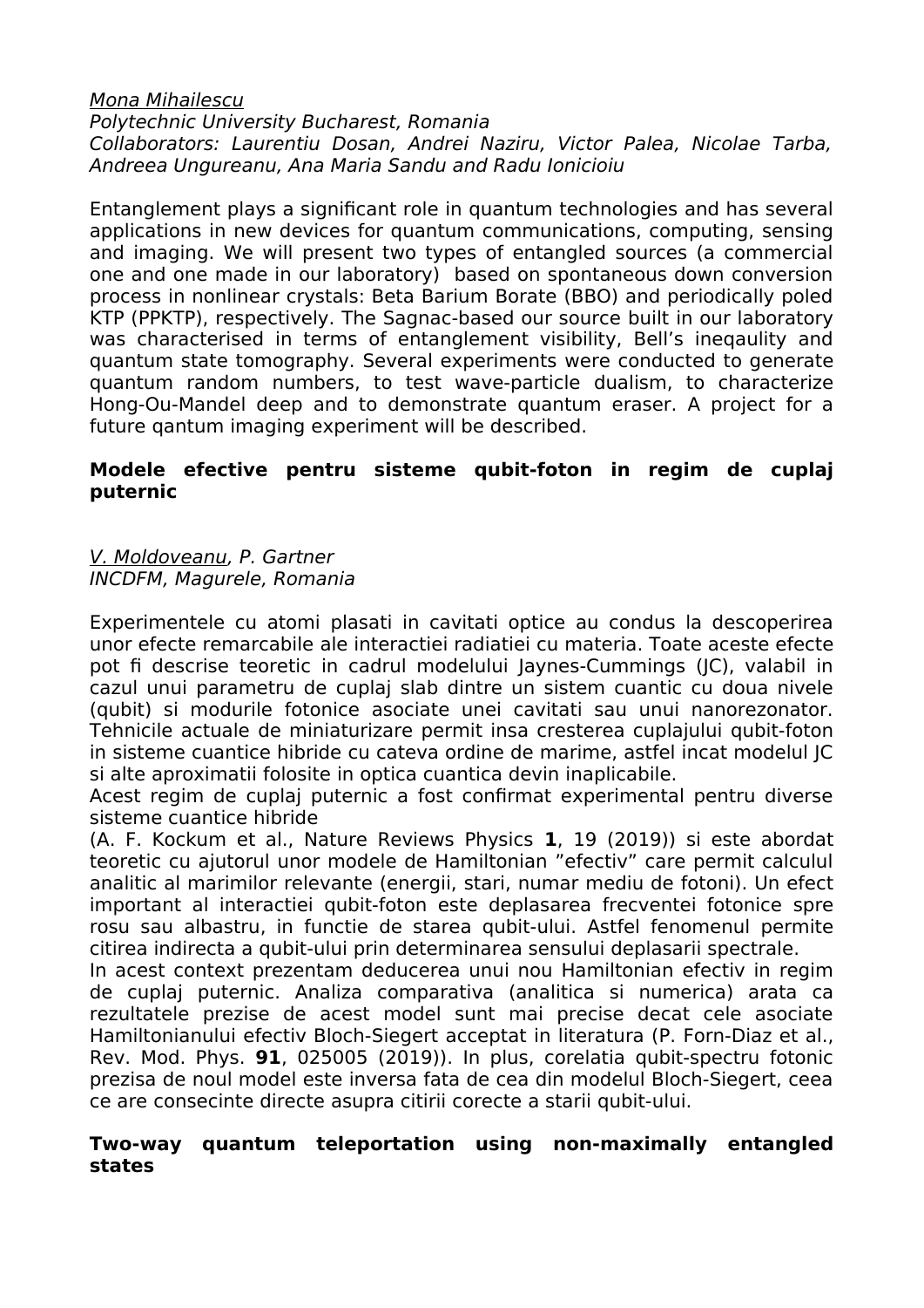_Mona Mihailescu_
*Polytechnic University Bucharest, Romania*
*Collaborators: Laurentiu Dosan, Andrei Naziru, Victor Palea, Nicolae Tarba, Andreea Ungureanu, Ana Maria Sandu and Radu Ionicioiu*

Entanglement plays a significant role in quantum technologies and has several applications in new devices for quantum communications, computing, sensing and imaging. We will present two types of entangled sources (a commercial one and one made in our laboratory) based on spontaneous down conversion process in nonlinear crystals: Beta Barium Borate (BBO) and periodically poled KTP (PPKTP), respectively. The Sagnac-based our source built in our laboratory was characterised in terms of entanglement visibility, Bell's ineqaulity and quantum state tomography. Several experiments were conducted to generate quantum random numbers, to test wave-particle dualism, to characterize Hong-Ou-Mandel deep and to demonstrate quantum eraser. A project for a future qantum imaging experiment will be described.

**Modele efective pentru sisteme qubit-foton in regim de cuplaj puternic**

_V. Moldoveanu_, *P. Gartner*
*INCDFM, Magurele, Romania*

Experimentele cu atomi plasati in cavitati optice au condus la descoperirea unor efecte remarcabile ale interactiei radiatiei cu materia. Toate aceste efecte pot fi descrise teoretic in cadrul modelului Jaynes-Cummings (JC), valabil in cazul unui parametru de cuplaj slab dintre un sistem cuantic cu doua nivele (qubit) si modurile fotonice asociate unei cavitati sau unui nanorezonator. Tehnicile actuale de miniaturizare permit insa cresterea cuplajului qubit-foton in sisteme cuantice hibride cu cateva ordine de marime, astfel incat modelul JC si alte aproximatii folosite in optica cuantica devin inaplicabile.
Acest regim de cuplaj puternic a fost confirmat experimental pentru diverse sisteme cuantice hibride
(A. F. Kockum et al., Nature Reviews Physics **1**, 19 (2019)) si este abordat teoretic cu ajutorul unor modele de Hamiltonian "efectiv" care permit calculul analitic al marimilor relevante (energii, stari, numar mediu de fotoni). Un efect important al interactiei qubit-foton este deplasarea frecventei fotonice spre rosu sau albastru, in functie de starea qubit-ului. Astfel fenomenul permite citirea indirecta a qubit-ului prin determinarea sensului deplasarii spectrale.
In acest context prezentam deducerea unui nou Hamiltonian efectiv in regim de cuplaj puternic. Analiza comparativa (analitica si numerica) arata ca rezultatele prezise de acest model sunt mai precise decat cele asociate Hamiltonianului efectiv Bloch-Siegert acceptat in literatura (P. Forn-Diaz et al., Rev. Mod. Phys. **91**, 025005 (2019)). In plus, corelatia qubit-spectru fotonic prezisa de noul model este inversa fata de cea din modelul Bloch-Siegert, ceea ce are consecinte directe asupra citirii corecte a starii qubit-ului.

**Two-way quantum teleportation using non-maximally entangled states**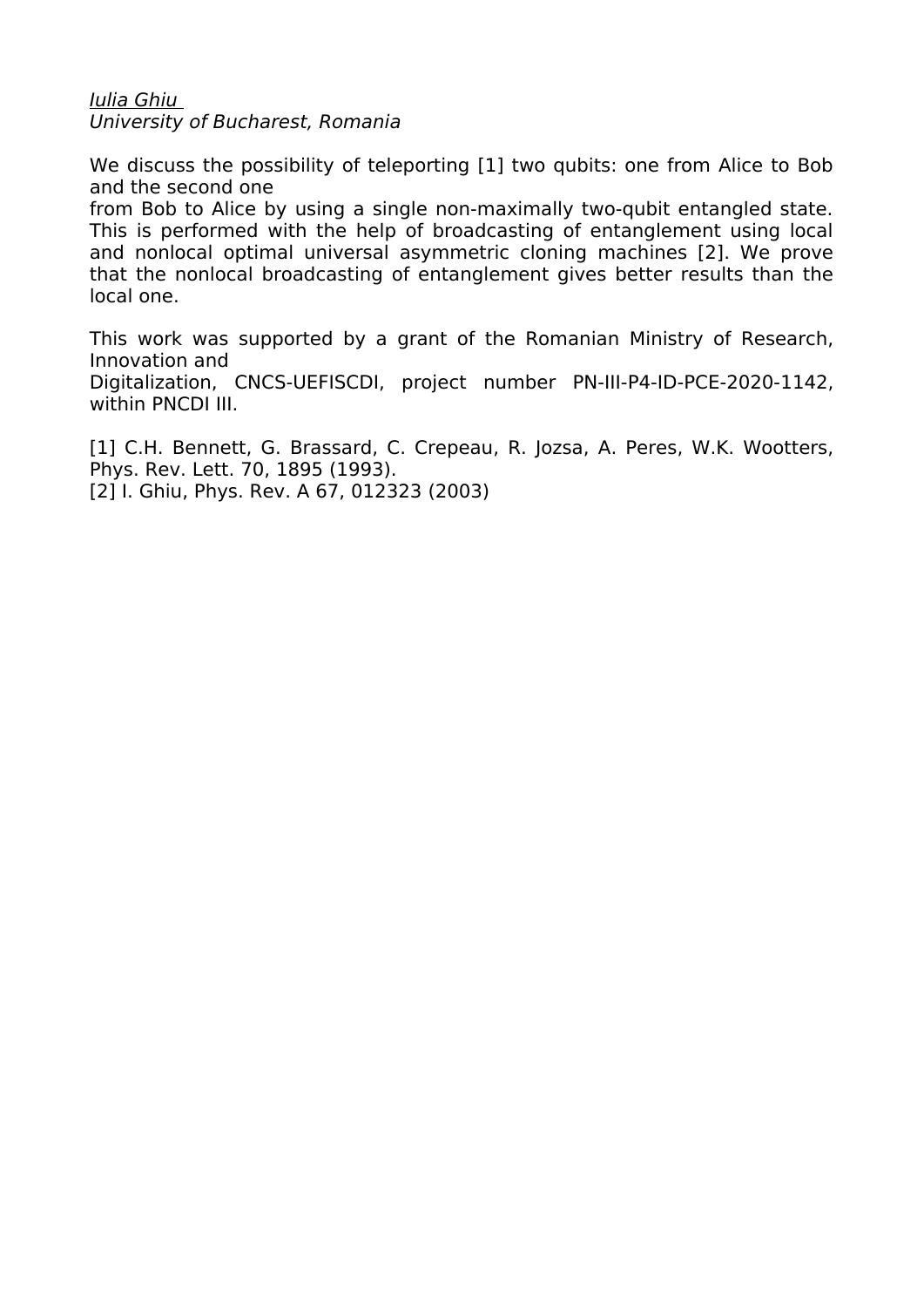*Iulia Ghiu*
*University of Bucharest, Romania*

We discuss the possibility of teleporting [1] two qubits: one from Alice to Bob and the second one from Bob to Alice by using a single non-maximally two-qubit entangled state. This is performed with the help of broadcasting of entanglement using local and nonlocal optimal universal asymmetric cloning machines [2]. We prove that the nonlocal broadcasting of entanglement gives better results than the local one.

This work was supported by a grant of the Romanian Ministry of Research, Innovation and Digitalization, CNCS-UEFISCDI, project number PN-III-P4-ID-PCE-2020-1142, within PNCDI III.

[1] C.H. Bennett, G. Brassard, C. Crepeau, R. Jozsa, A. Peres, W.K. Wootters, Phys. Rev. Lett. 70, 1895 (1993).
[2] I. Ghiu, Phys. Rev. A 67, 012323 (2003)